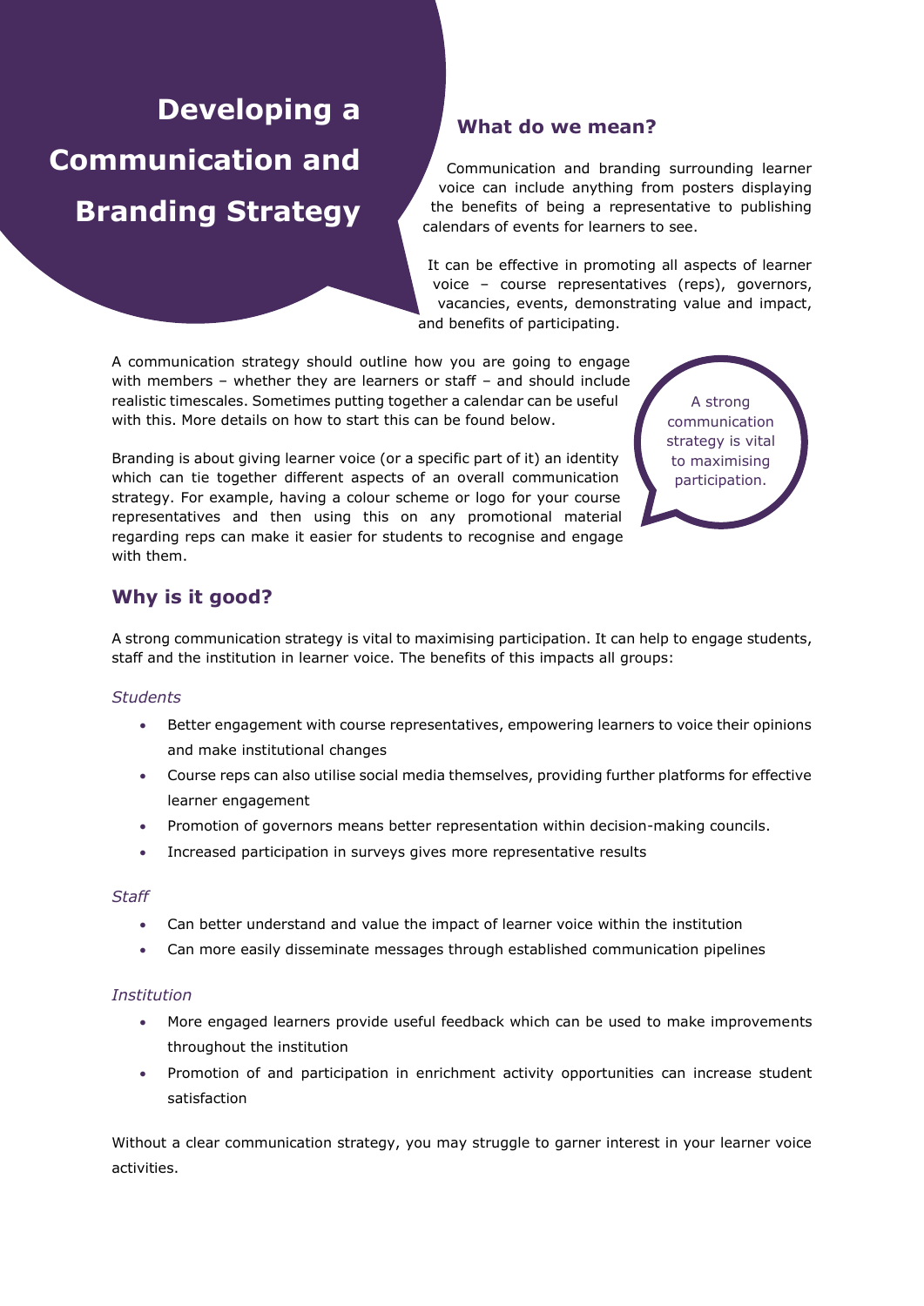# Developing a Communication and Branding Strategy

## What do we mean?

Communication and branding surrounding learner voice can include anything from posters displaying the benefits of being a representative to publishing calendars of events for learners to see.

It can be effective in promoting all aspects of learner voice – course representatives (reps), governors, vacancies, events, demonstrating value and impact, and benefits of participating.

A communication strategy should outline how you are going to engage with members – whether they are learners or staff – and should include realistic timescales. Sometimes putting together a calendar can be useful with this. More details on how to start this can be found below.

Branding is about giving learner voice (or a specific part of it) an identity which can tie together different aspects of an overall communication strategy. For example, having a colour scheme or logo for your course representatives and then using this on any promotional material regarding reps can make it easier for students to recognise and engage with them.

A strong communication strategy is vital to maximising participation.

## Why is it good?

A strong communication strategy is vital to maximising participation. It can help to engage students, staff and the institution in learner voice. The benefits of this impacts all groups:

*Students*

- Better engagement with course representatives, empowering learners to voice their opinions and make institutional changes
- Course reps can also utilise social media themselves, providing further platforms for effective learner engagement
- Promotion of governors means better representation within decision-making councils.
- Increased participation in surveys gives more representative results

*Staff*

- Can better understand and value the impact of learner voice within the institution
- Can more easily disseminate messages through established communication pipelines

*Institution*

- More engaged learners provide useful feedback which can be used to make improvements throughout the institution
- Promotion of and participation in enrichment activity opportunities can increase student satisfaction

Without a clear communication strategy, you may struggle to garner interest in your learner voice activities.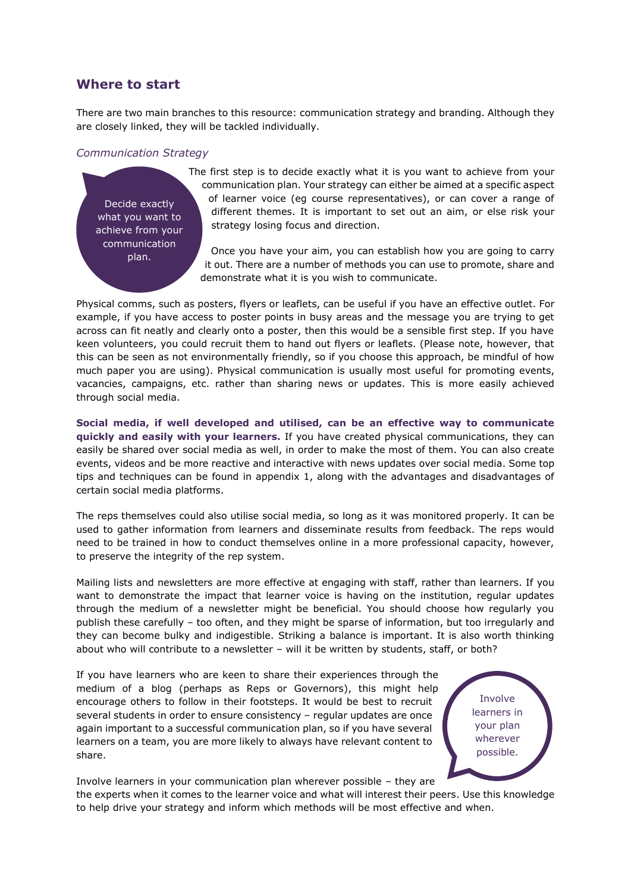## Where to start

There are two main branches to this resource: communication strategy and branding. Although they are closely linked, they will be tackled individually.

### *Communication Strategy*

Decide exactly what you want to achieve from your communication plan.

The first step is to decide exactly what it is you want to achieve from your communication plan. Your strategy can either be aimed at a specific aspect of learner voice (eg course representatives), or can cover a range of different themes. It is important to set out an aim, or else risk your strategy losing focus and direction.

Once you have your aim, you can establish how you are going to carry it out. There are a number of methods you can use to promote, share and demonstrate what it is you wish to communicate.

Physical comms, such as posters, flyers or leaflets, can be useful if you have an effective outlet. For example, if you have access to poster points in busy areas and the message you are trying to get across can fit neatly and clearly onto a poster, then this would be a sensible first step. If you have keen volunteers, you could recruit them to hand out flyers or leaflets. (Please note, however, that this can be seen as not environmentally friendly, so if you choose this approach, be mindful of how much paper you are using). Physical communication is usually most useful for promoting events, vacancies, campaigns, etc. rather than sharing news or updates. This is more easily achieved through social media.

**Social media, if well developed and utilised, can be an effective way to communicate quickly and easily with your learners.** If you have created physical communications, they can easily be shared over social media as well, in order to make the most of them. You can also create events, videos and be more reactive and interactive with news updates over social media. Some top tips and techniques can be found in appendix 1, along with the advantages and disadvantages of certain social media platforms.

The reps themselves could also utilise social media, so long as it was monitored properly. It can be used to gather information from learners and disseminate results from feedback. The reps would need to be trained in how to conduct themselves online in a more professional capacity, however, to preserve the integrity of the rep system.

Mailing lists and newsletters are more effective at engaging with staff, rather than learners. If you want to demonstrate the impact that learner voice is having on the institution, regular updates through the medium of a newsletter might be beneficial. You should choose how regularly you publish these carefully – too often, and they might be sparse of information, but too irregularly and they can become bulky and indigestible. Striking a balance is important. It is also worth thinking about who will contribute to a newsletter – will it be written by students, staff, or both?

If you have learners who are keen to share their experiences through the medium of a blog (perhaps as Reps or Governors), this might help encourage others to follow in their footsteps. It would be best to recruit several students in order to ensure consistency – regular updates are once again important to a successful communication plan, so if you have several learners on a team, you are more likely to always have relevant content to share.

Involve learners in your plan wherever possible.

Involve learners in your communication plan wherever possible – they are the experts when it comes to the learner voice and what will interest their peers. Use this knowledge to help drive your strategy and inform which methods will be most effective and when.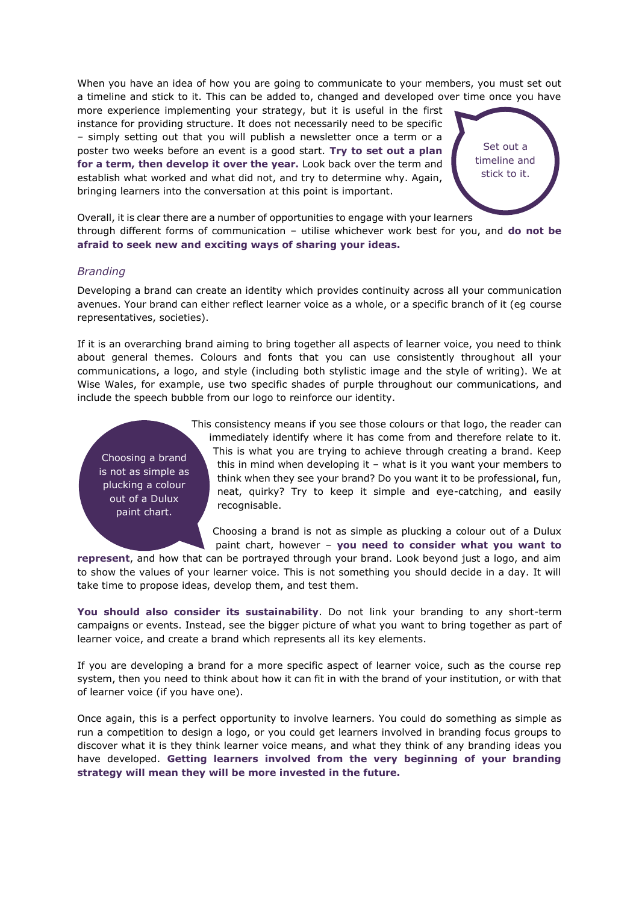When you have an idea of how you are going to communicate to your members, you must set out a timeline and stick to it. This can be added to, changed and developed over time once you have more experience implementing your strategy, but it is useful in the first instance for providing structure. It does not necessarily need to be specific – simply setting out that you will publish a newsletter once a term or a poster two weeks before an event is a good start. **Try to set out a plan for a term, then develop it over the year.** Look back over the term and establish what worked and what did not, and try to determine why. Again, bringing learners into the conversation at this point is important.

> Set out a timeline and stick to it.

Overall, it is clear there are a number of opportunities to engage with your learners through different forms of communication – utilise whichever work best for you, and **do not be afraid to seek new and exciting ways of sharing your ideas.**

*Branding*

Developing a brand can create an identity which provides continuity across all your communication avenues. Your brand can either reflect learner voice as a whole, or a specific branch of it (eg course representatives, societies).

If it is an overarching brand aiming to bring together all aspects of learner voice, you need to think about general themes. Colours and fonts that you can use consistently throughout all your communications, a logo, and style (including both stylistic image and the style of writing). We at Wise Wales, for example, use two specific shades of purple throughout our communications, and include the speech bubble from our logo to reinforce our identity.

> Choosing a brand is not as simple as plucking a colour out of a Dulux paint chart.

This consistency means if you see those colours or that logo, the reader can immediately identify where it has come from and therefore relate to it. This is what you are trying to achieve through creating a brand. Keep this in mind when developing it – what is it you want your members to think when they see your brand? Do you want it to be professional, fun, neat, quirky? Try to keep it simple and eye-catching, and easily recognisable.

Choosing a brand is not as simple as plucking a colour out of a Dulux paint chart, however – **you need to consider what you want to represent**, and how that can be portrayed through your brand. Look beyond just a logo, and aim to show the values of your learner voice. This is not something you should decide in a day. It will take time to propose ideas, develop them, and test them.

**You should also consider its sustainability**. Do not link your branding to any short-term campaigns or events. Instead, see the bigger picture of what you want to bring together as part of learner voice, and create a brand which represents all its key elements.

If you are developing a brand for a more specific aspect of learner voice, such as the course rep system, then you need to think about how it can fit in with the brand of your institution, or with that of learner voice (if you have one).

Once again, this is a perfect opportunity to involve learners. You could do something as simple as run a competition to design a logo, or you could get learners involved in branding focus groups to discover what it is they think learner voice means, and what they think of any branding ideas you have developed. **Getting learners involved from the very beginning of your branding strategy will mean they will be more invested in the future.**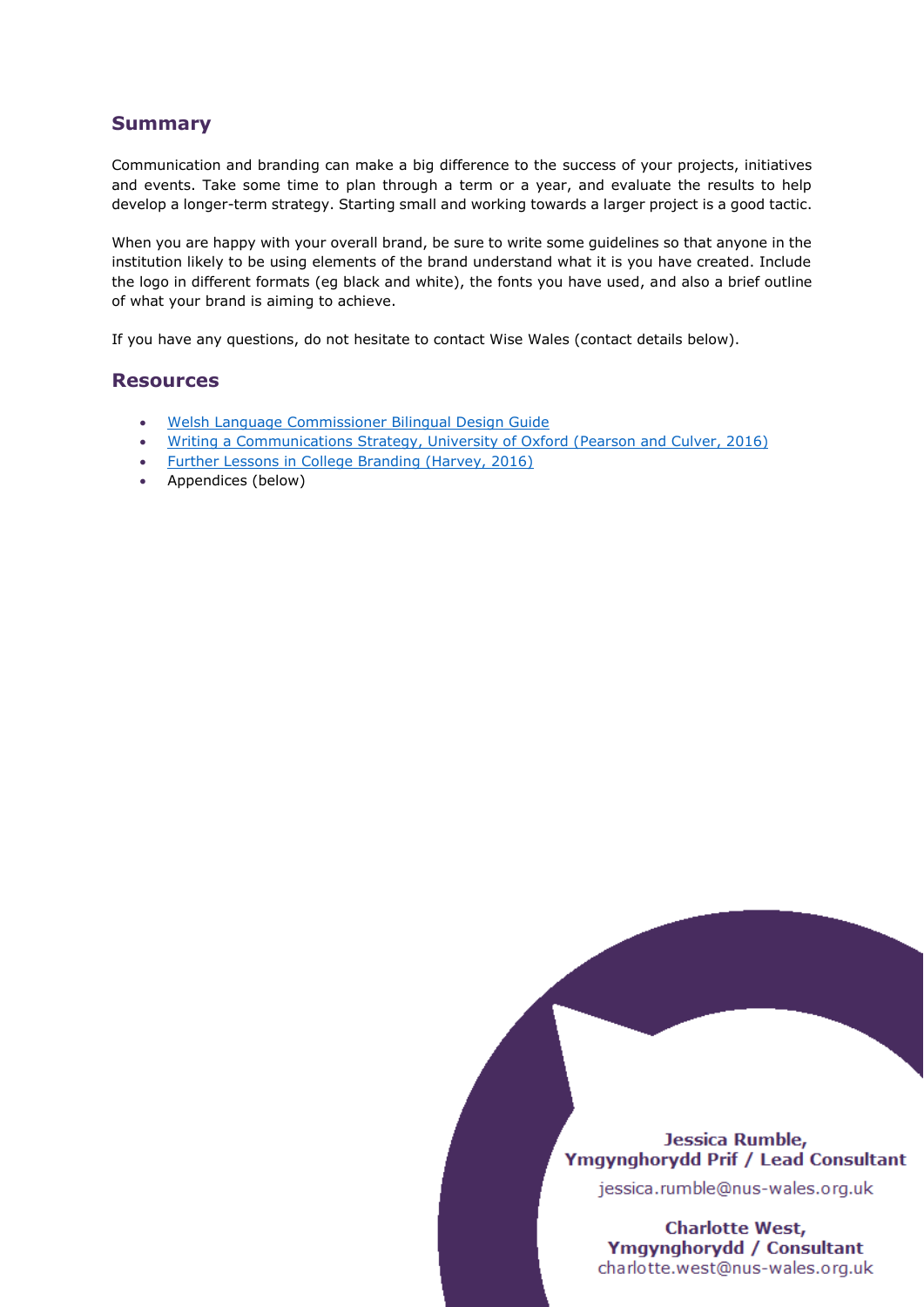## Summary

Communication and branding can make a big difference to the success of your projects, initiatives and events. Take some time to plan through a term or a year, and evaluate the results to help develop a longer-term strategy. Starting small and working towards a larger project is a good tactic.

When you are happy with your overall brand, be sure to write some guidelines so that anyone in the institution likely to be using elements of the brand understand what it is you have created. Include the logo in different formats (eg black and white), the fonts you have used, and also a brief outline of what your brand is aiming to achieve.

If you have any questions, do not hesitate to contact Wise Wales (contact details below).

## Resources

- Welsh Language Commissioner Bilingual Design Guide
- Writing a Communications Strategy, University of Oxford (Pearson and Culver, 2016)
- Further Lessons in College Branding (Harvey, 2016)
- Appendices (below)

**Jessica Rumble, Ymgynghorydd Prif / Lead Consultant**
jessica.rumble@nus-wales.org.uk

**Charlotte West, Ymgynghorydd / Consultant**
charlotte.west@nus-wales.org.uk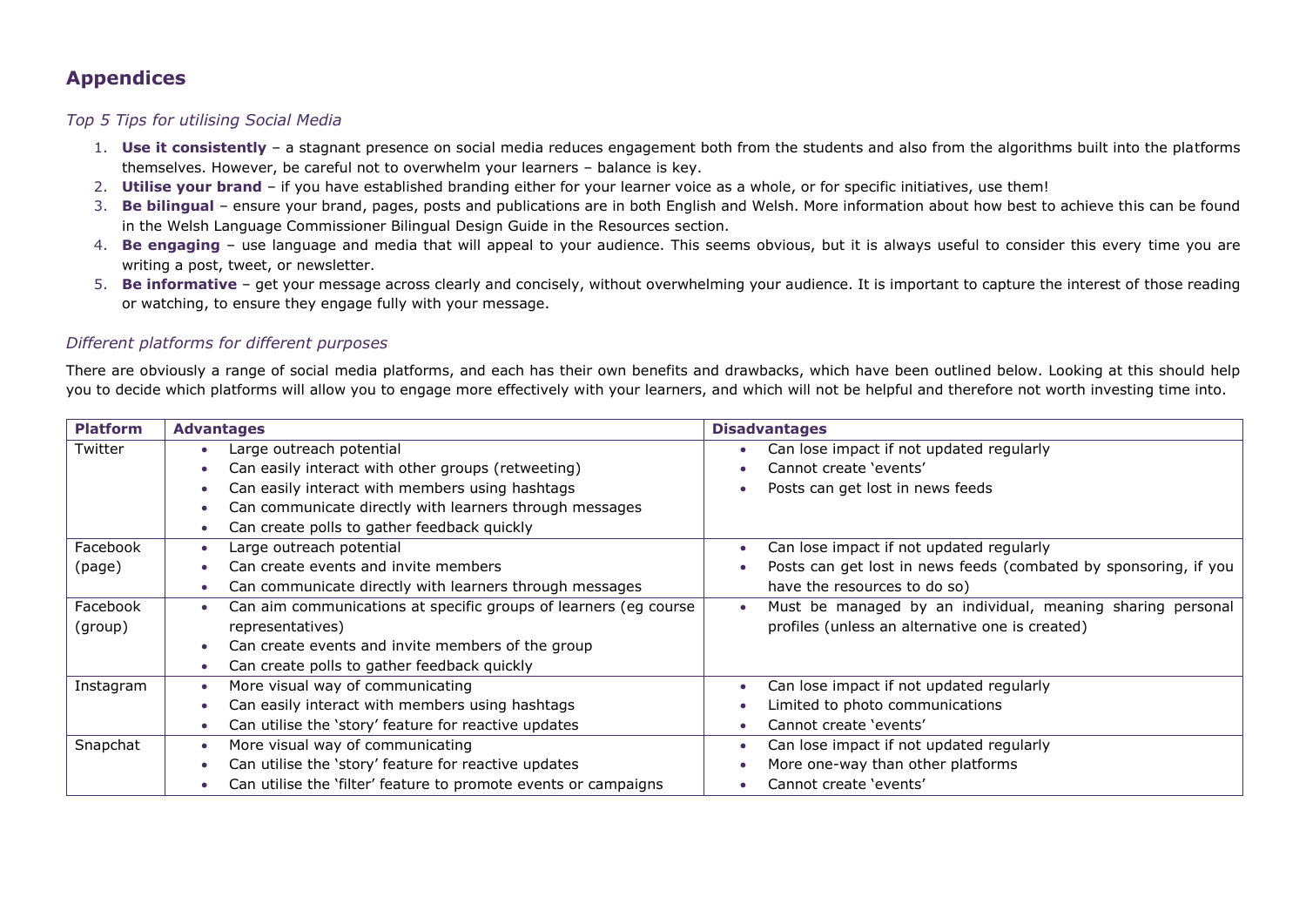## Appendices

### *Top 5 Tips for utilising Social Media*

1. **Use it consistently** – a stagnant presence on social media reduces engagement both from the students and also from the algorithms built into the platforms themselves. However, be careful not to overwhelm your learners – balance is key.
2. **Utilise your brand** – if you have established branding either for your learner voice as a whole, or for specific initiatives, use them!
3. **Be bilingual** – ensure your brand, pages, posts and publications are in both English and Welsh. More information about how best to achieve this can be found in the Welsh Language Commissioner Bilingual Design Guide in the Resources section.
4. **Be engaging** – use language and media that will appeal to your audience. This seems obvious, but it is always useful to consider this every time you are writing a post, tweet, or newsletter.
5. **Be informative** – get your message across clearly and concisely, without overwhelming your audience. It is important to capture the interest of those reading or watching, to ensure they engage fully with your message.

### *Different platforms for different purposes*

There are obviously a range of social media platforms, and each has their own benefits and drawbacks, which have been outlined below. Looking at this should help you to decide which platforms will allow you to engage more effectively with your learners, and which will not be helpful and therefore not worth investing time into.

| Platform | Advantages | Disadvantages |
| --- | --- | --- |
| Twitter | • Large outreach potential<br>• Can easily interact with other groups (retweeting)<br>• Can easily interact with members using hashtags<br>• Can communicate directly with learners through messages<br>• Can create polls to gather feedback quickly | • Can lose impact if not updated regularly<br>• Cannot create 'events'<br>• Posts can get lost in news feeds |
| Facebook (page) | • Large outreach potential<br>• Can create events and invite members<br>• Can communicate directly with learners through messages | • Can lose impact if not updated regularly<br>• Posts can get lost in news feeds (combated by sponsoring, if you have the resources to do so) |
| Facebook (group) | • Can aim communications at specific groups of learners (eg course representatives)<br>• Can create events and invite members of the group<br>• Can create polls to gather feedback quickly | • Must be managed by an individual, meaning sharing personal profiles (unless an alternative one is created) |
| Instagram | • More visual way of communicating<br>• Can easily interact with members using hashtags<br>• Can utilise the 'story' feature for reactive updates | • Can lose impact if not updated regularly<br>• Limited to photo communications<br>• Cannot create 'events' |
| Snapchat | • More visual way of communicating<br>• Can utilise the 'story' feature for reactive updates<br>• Can utilise the 'filter' feature to promote events or campaigns | • Can lose impact if not updated regularly<br>• More one-way than other platforms<br>• Cannot create 'events' |